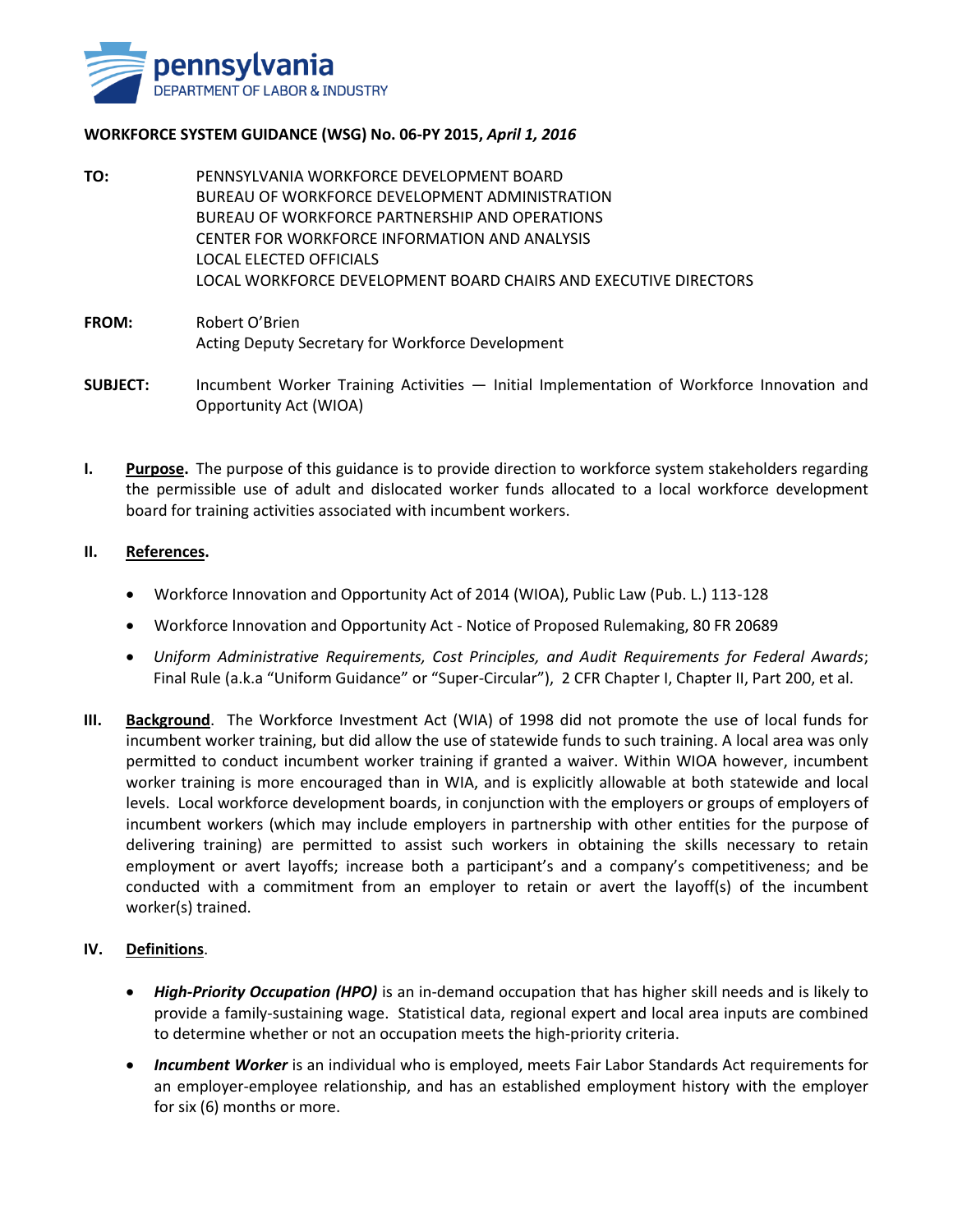**WORKFORCE SYSTEM GUIDANCE (WSG) No. 06-PY 2015,** ***April 1, 2016***

**TO:** PENNSYLVANIA WORKFORCE DEVELOPMENT BOARD
BUREAU OF WORKFORCE DEVELOPMENT ADMINISTRATION
BUREAU OF WORKFORCE PARTNERSHIP AND OPERATIONS
CENTER FOR WORKFORCE INFORMATION AND ANALYSIS
LOCAL ELECTED OFFICIALS
LOCAL WORKFORCE DEVELOPMENT BOARD CHAIRS AND EXECUTIVE DIRECTORS

**FROM:** Robert O'Brien
Acting Deputy Secretary for Workforce Development

**SUBJECT:** Incumbent Worker Training Activities — Initial Implementation of Workforce Innovation and Opportunity Act (WIOA)

**I. Purpose.** The purpose of this guidance is to provide direction to workforce system stakeholders regarding the permissible use of adult and dislocated worker funds allocated to a local workforce development board for training activities associated with incumbent workers.

**II. References.**

- Workforce Innovation and Opportunity Act of 2014 (WIOA), Public Law (Pub. L.) 113-128
- Workforce Innovation and Opportunity Act - Notice of Proposed Rulemaking, 80 FR 20689
- *Uniform Administrative Requirements, Cost Principles, and Audit Requirements for Federal Awards*; Final Rule (a.k.a "Uniform Guidance" or "Super-Circular"), 2 CFR Chapter I, Chapter II, Part 200, et al.

**III. Background.** The Workforce Investment Act (WIA) of 1998 did not promote the use of local funds for incumbent worker training, but did allow the use of statewide funds to such training. A local area was only permitted to conduct incumbent worker training if granted a waiver. Within WIOA however, incumbent worker training is more encouraged than in WIA, and is explicitly allowable at both statewide and local levels. Local workforce development boards, in conjunction with the employers or groups of employers of incumbent workers (which may include employers in partnership with other entities for the purpose of delivering training) are permitted to assist such workers in obtaining the skills necessary to retain employment or avert layoffs; increase both a participant's and a company's competitiveness; and be conducted with a commitment from an employer to retain or avert the layoff(s) of the incumbent worker(s) trained.

**IV. Definitions.**

- ***High-Priority Occupation (HPO)*** is an in-demand occupation that has higher skill needs and is likely to provide a family-sustaining wage. Statistical data, regional expert and local area inputs are combined to determine whether or not an occupation meets the high-priority criteria.
- ***Incumbent Worker*** is an individual who is employed, meets Fair Labor Standards Act requirements for an employer-employee relationship, and has an established employment history with the employer for six (6) months or more.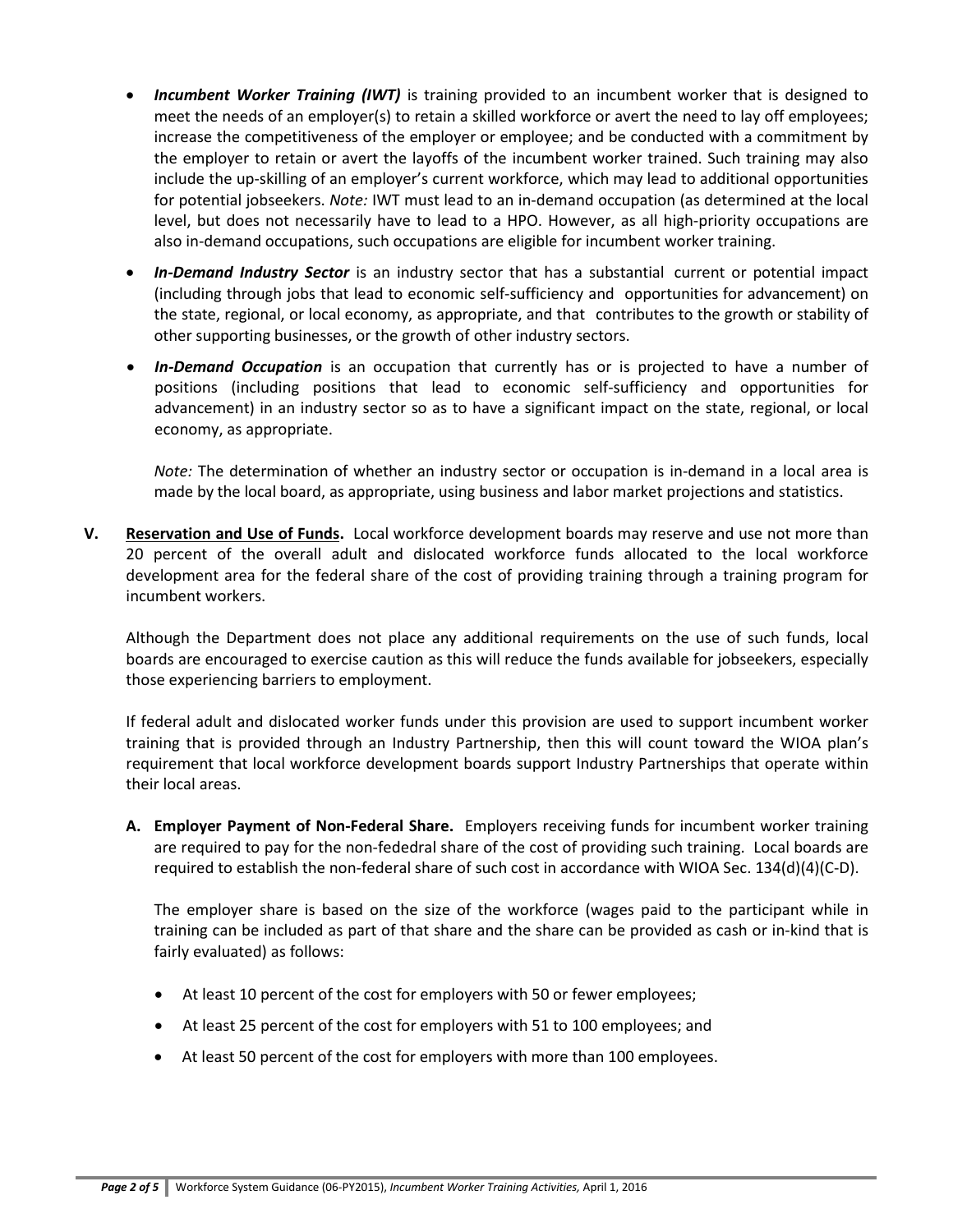- ***Incumbent Worker Training (IWT)*** is training provided to an incumbent worker that is designed to meet the needs of an employer(s) to retain a skilled workforce or avert the need to lay off employees; increase the competitiveness of the employer or employee; and be conducted with a commitment by the employer to retain or avert the layoffs of the incumbent worker trained. Such training may also include the up-skilling of an employer's current workforce, which may lead to additional opportunities for potential jobseekers. *Note:* IWT must lead to an in-demand occupation (as determined at the local level, but does not necessarily have to lead to a HPO. However, as all high-priority occupations are also in-demand occupations, such occupations are eligible for incumbent worker training.
- ***In-Demand Industry Sector*** is an industry sector that has a substantial current or potential impact (including through jobs that lead to economic self-sufficiency and opportunities for advancement) on the state, regional, or local economy, as appropriate, and that contributes to the growth or stability of other supporting businesses, or the growth of other industry sectors.
- ***In-Demand Occupation*** is an occupation that currently has or is projected to have a number of positions (including positions that lead to economic self-sufficiency and opportunities for advancement) in an industry sector so as to have a significant impact on the state, regional, or local economy, as appropriate.

  *Note:* The determination of whether an industry sector or occupation is in-demand in a local area is made by the local board, as appropriate, using business and labor market projections and statistics.

**V. Reservation and Use of Funds.** Local workforce development boards may reserve and use not more than 20 percent of the overall adult and dislocated workforce funds allocated to the local workforce development area for the federal share of the cost of providing training through a training program for incumbent workers.

Although the Department does not place any additional requirements on the use of such funds, local boards are encouraged to exercise caution as this will reduce the funds available for jobseekers, especially those experiencing barriers to employment.

If federal adult and dislocated worker funds under this provision are used to support incumbent worker training that is provided through an Industry Partnership, then this will count toward the WIOA plan's requirement that local workforce development boards support Industry Partnerships that operate within their local areas.

**A. Employer Payment of Non-Federal Share.** Employers receiving funds for incumbent worker training are required to pay for the non-fededral share of the cost of providing such training. Local boards are required to establish the non-federal share of such cost in accordance with WIOA Sec. 134(d)(4)(C-D).

The employer share is based on the size of the workforce (wages paid to the participant while in training can be included as part of that share and the share can be provided as cash or in-kind that is fairly evaluated) as follows:

- At least 10 percent of the cost for employers with 50 or fewer employees;
- At least 25 percent of the cost for employers with 51 to 100 employees; and
- At least 50 percent of the cost for employers with more than 100 employees.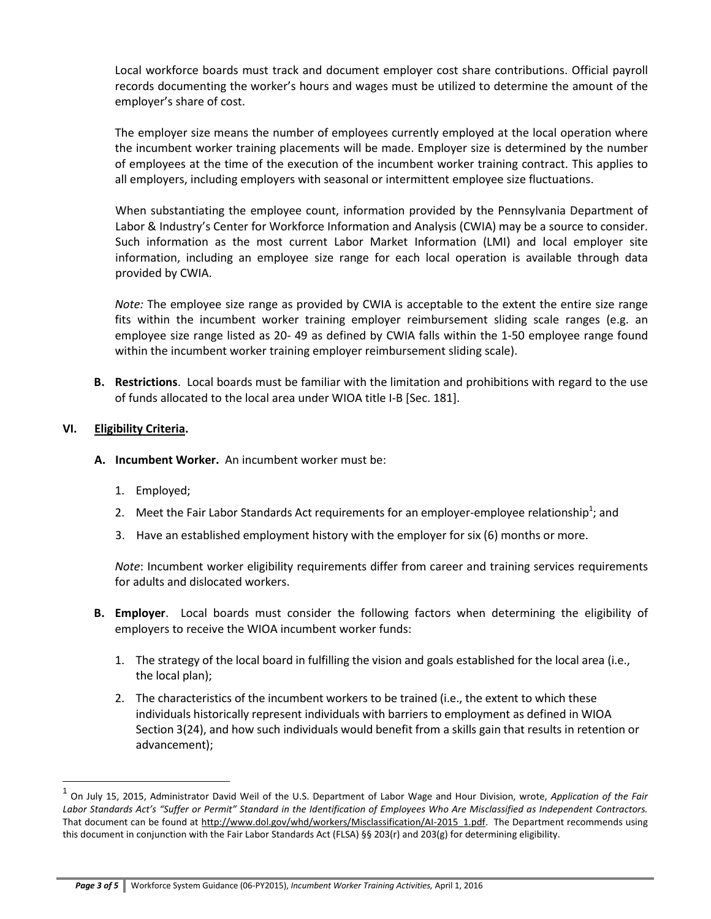Local workforce boards must track and document employer cost share contributions. Official payroll records documenting the worker's hours and wages must be utilized to determine the amount of the employer's share of cost.

The employer size means the number of employees currently employed at the local operation where the incumbent worker training placements will be made. Employer size is determined by the number of employees at the time of the execution of the incumbent worker training contract. This applies to all employers, including employers with seasonal or intermittent employee size fluctuations.

When substantiating the employee count, information provided by the Pennsylvania Department of Labor & Industry's Center for Workforce Information and Analysis (CWIA) may be a source to consider. Such information as the most current Labor Market Information (LMI) and local employer site information, including an employee size range for each local operation is available through data provided by CWIA.

*Note:* The employee size range as provided by CWIA is acceptable to the extent the entire size range fits within the incumbent worker training employer reimbursement sliding scale ranges (e.g. an employee size range listed as 20- 49 as defined by CWIA falls within the 1-50 employee range found within the incumbent worker training employer reimbursement sliding scale).

**B. Restrictions**. Local boards must be familiar with the limitation and prohibitions with regard to the use of funds allocated to the local area under WIOA title I-B [Sec. 181].

## VI. Eligibility Criteria.

**A. Incumbent Worker.** An incumbent worker must be:

1. Employed;
2. Meet the Fair Labor Standards Act requirements for an employer-employee relationship[1]; and
3. Have an established employment history with the employer for six (6) months or more.

*Note*: Incumbent worker eligibility requirements differ from career and training services requirements for adults and dislocated workers.

**B. Employer**. Local boards must consider the following factors when determining the eligibility of employers to receive the WIOA incumbent worker funds:

1. The strategy of the local board in fulfilling the vision and goals established for the local area (i.e., the local plan);
2. The characteristics of the incumbent workers to be trained (i.e., the extent to which these individuals historically represent individuals with barriers to employment as defined in WIOA Section 3(24), and how such individuals would benefit from a skills gain that results in retention or advancement);

---

[1] On July 15, 2015, Administrator David Weil of the U.S. Department of Labor Wage and Hour Division, wrote, *Application of the Fair Labor Standards Act's "Suffer or Permit" Standard in the Identification of Employees Who Are Misclassified as Independent Contractors.* That document can be found at http://www.dol.gov/whd/workers/Misclassification/AI-2015_1.pdf. The Department recommends using this document in conjunction with the Fair Labor Standards Act (FLSA) §§ 203(r) and 203(g) for determining eligibility.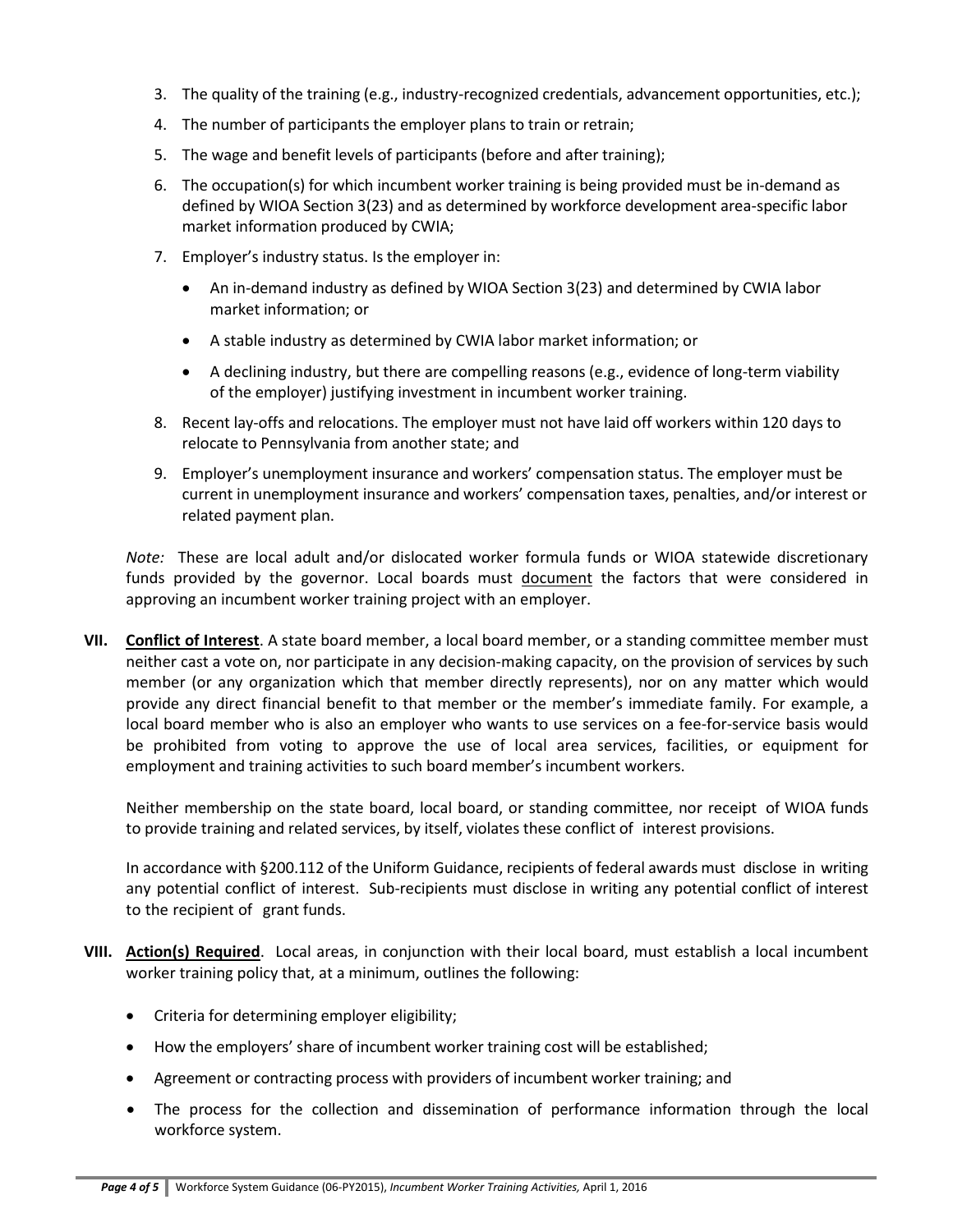3. The quality of the training (e.g., industry-recognized credentials, advancement opportunities, etc.);
4. The number of participants the employer plans to train or retrain;
5. The wage and benefit levels of participants (before and after training);
6. The occupation(s) for which incumbent worker training is being provided must be in-demand as defined by WIOA Section 3(23) and as determined by workforce development area-specific labor market information produced by CWIA;
7. Employer's industry status. Is the employer in:
   - An in-demand industry as defined by WIOA Section 3(23) and determined by CWIA labor market information; or
   - A stable industry as determined by CWIA labor market information; or
   - A declining industry, but there are compelling reasons (e.g., evidence of long-term viability of the employer) justifying investment in incumbent worker training.
8. Recent lay-offs and relocations. The employer must not have laid off workers within 120 days to relocate to Pennsylvania from another state; and
9. Employer's unemployment insurance and workers' compensation status. The employer must be current in unemployment insurance and workers' compensation taxes, penalties, and/or interest or related payment plan.

*Note:* These are local adult and/or dislocated worker formula funds or WIOA statewide discretionary funds provided by the governor. Local boards must <u>document</u> the factors that were considered in approving an incumbent worker training project with an employer.

**VII. <u>Conflict of Interest</u>**. A state board member, a local board member, or a standing committee member must neither cast a vote on, nor participate in any decision-making capacity, on the provision of services by such member (or any organization which that member directly represents), nor on any matter which would provide any direct financial benefit to that member or the member's immediate family. For example, a local board member who is also an employer who wants to use services on a fee-for-service basis would be prohibited from voting to approve the use of local area services, facilities, or equipment for employment and training activities to such board member's incumbent workers.

Neither membership on the state board, local board, or standing committee, nor receipt of WIOA funds to provide training and related services, by itself, violates these conflict of interest provisions.

In accordance with §200.112 of the Uniform Guidance, recipients of federal awards must disclose in writing any potential conflict of interest. Sub-recipients must disclose in writing any potential conflict of interest to the recipient of grant funds.

**VIII. <u>Action(s) Required</u>**. Local areas, in conjunction with their local board, must establish a local incumbent worker training policy that, at a minimum, outlines the following:

- Criteria for determining employer eligibility;
- How the employers' share of incumbent worker training cost will be established;
- Agreement or contracting process with providers of incumbent worker training; and
- The process for the collection and dissemination of performance information through the local workforce system.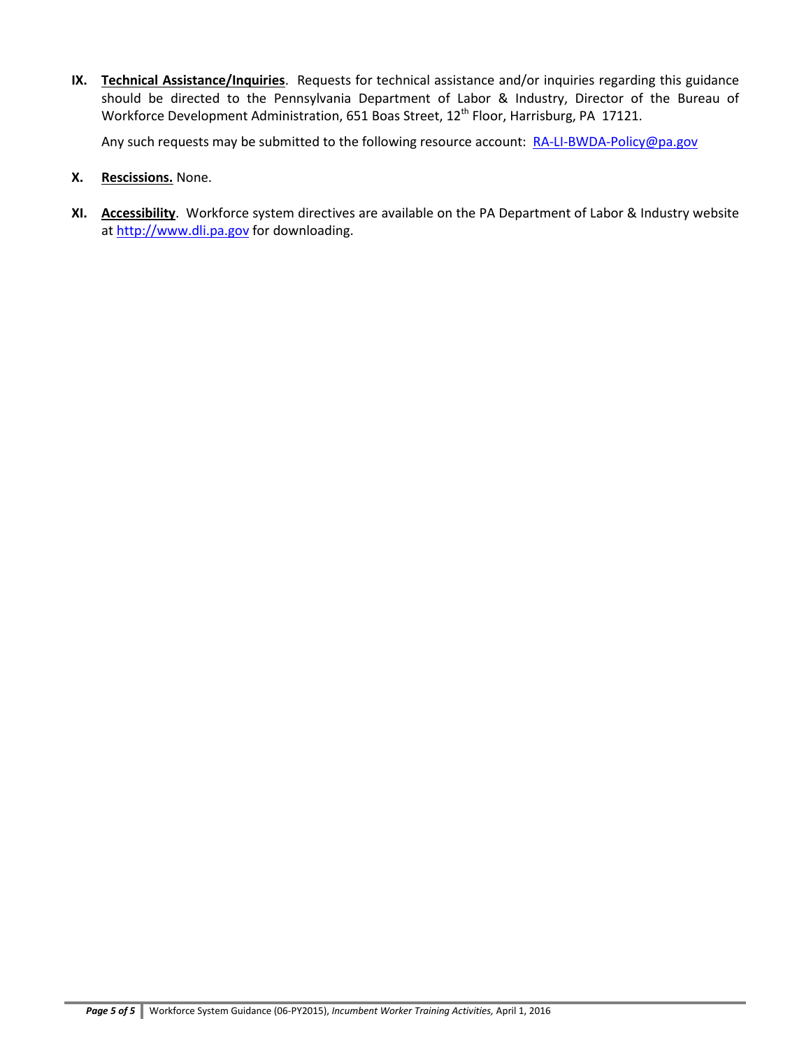**IX.** **Technical Assistance/Inquiries**. Requests for technical assistance and/or inquiries regarding this guidance should be directed to the Pennsylvania Department of Labor & Industry, Director of the Bureau of Workforce Development Administration, 651 Boas Street, 12th Floor, Harrisburg, PA 17121.

Any such requests may be submitted to the following resource account: RA-LI-BWDA-Policy@pa.gov

**X.** **Rescissions.** None.

**XI.** **Accessibility**. Workforce system directives are available on the PA Department of Labor & Industry website at http://www.dli.pa.gov for downloading.